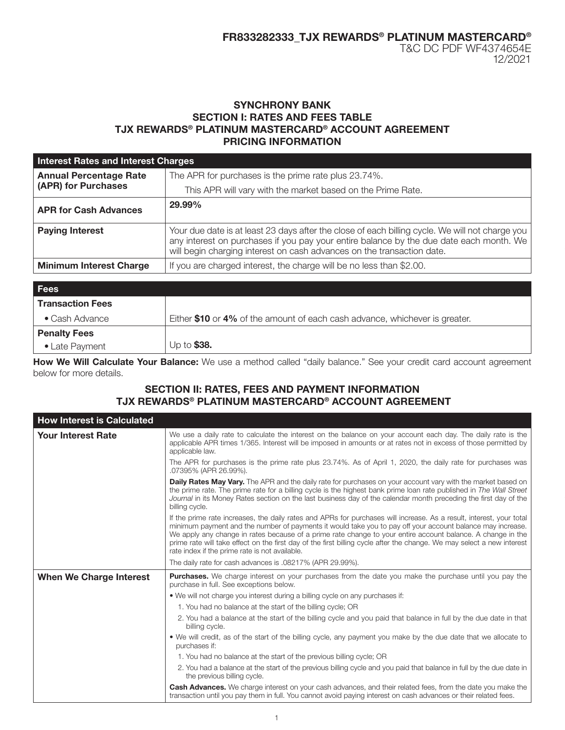**FR833282333_TJX REWARDS® PLATINUM MASTERCARD®**
T&C DC PDF WF4374654E
12/2021

# SYNCHRONY BANK
## SECTION I: RATES AND FEES TABLE
## TJX REWARDS® PLATINUM MASTERCARD® ACCOUNT AGREEMENT
## PRICING INFORMATION

| Interest Rates and Interest Charges | |
|---|---|
| **Annual Percentage Rate (APR) for Purchases** | The APR for purchases is the prime rate plus 23.74%. This APR will vary with the market based on the Prime Rate. |
| **APR for Cash Advances** | **29.99%** |
| **Paying Interest** | Your due date is at least 23 days after the close of each billing cycle. We will not charge you any interest on purchases if you pay your entire balance by the due date each month. We will begin charging interest on cash advances on the transaction date. |
| **Minimum Interest Charge** | If you are charged interest, the charge will be no less than $2.00. |

| Fees | |
|---|---|
| **Transaction Fees** | |
| • Cash Advance | Either **$10** or **4%** of the amount of each cash advance, whichever is greater. |
| **Penalty Fees** | |
| • Late Payment | Up to **$38.** |

**How We Will Calculate Your Balance:** We use a method called "daily balance." See your credit card account agreement below for more details.

## SECTION II: RATES, FEES AND PAYMENT INFORMATION
## TJX REWARDS® PLATINUM MASTERCARD® ACCOUNT AGREEMENT

| How Interest is Calculated | |
|---|---|
| **Your Interest Rate** | We use a daily rate to calculate the interest on the balance on your account each day. The daily rate is the applicable APR times 1/365. Interest will be imposed in amounts or at rates not in excess of those permitted by applicable law.<br><br>The APR for purchases is the prime rate plus 23.74%. As of April 1, 2020, the daily rate for purchases was .07395% (APR 26.99%).<br><br>**Daily Rates May Vary.** The APR and the daily rate for purchases on your account vary with the market based on the prime rate. The prime rate for a billing cycle is the highest bank prime loan rate published in *The Wall Street Journal* in its Money Rates section on the last business day of the calendar month preceding the first day of the billing cycle.<br><br>If the prime rate increases, the daily rates and APRs for purchases will increase. As a result, interest, your total minimum payment and the number of payments it would take you to pay off your account balance may increase. We apply any change in rates because of a prime rate change to your entire account balance. A change in the prime rate will take effect on the first day of the first billing cycle after the change. We may select a new interest rate index if the prime rate is not available.<br><br>The daily rate for cash advances is .08217% (APR 29.99%). |
| **When We Charge Interest** | **Purchases.** We charge interest on your purchases from the date you make the purchase until you pay the purchase in full. See exceptions below.<br><br>• We will not charge you interest during a billing cycle on any purchases if:<br>1. You had no balance at the start of the billing cycle; OR<br>2. You had a balance at the start of the billing cycle and you paid that balance in full by the due date in that billing cycle.<br><br>• We will credit, as of the start of the billing cycle, any payment you make by the due date that we allocate to purchases if:<br>1. You had no balance at the start of the previous billing cycle; OR<br>2. You had a balance at the start of the previous billing cycle and you paid that balance in full by the due date in the previous billing cycle.<br><br>**Cash Advances.** We charge interest on your cash advances, and their related fees, from the date you make the transaction until you pay them in full. You cannot avoid paying interest on cash advances or their related fees. |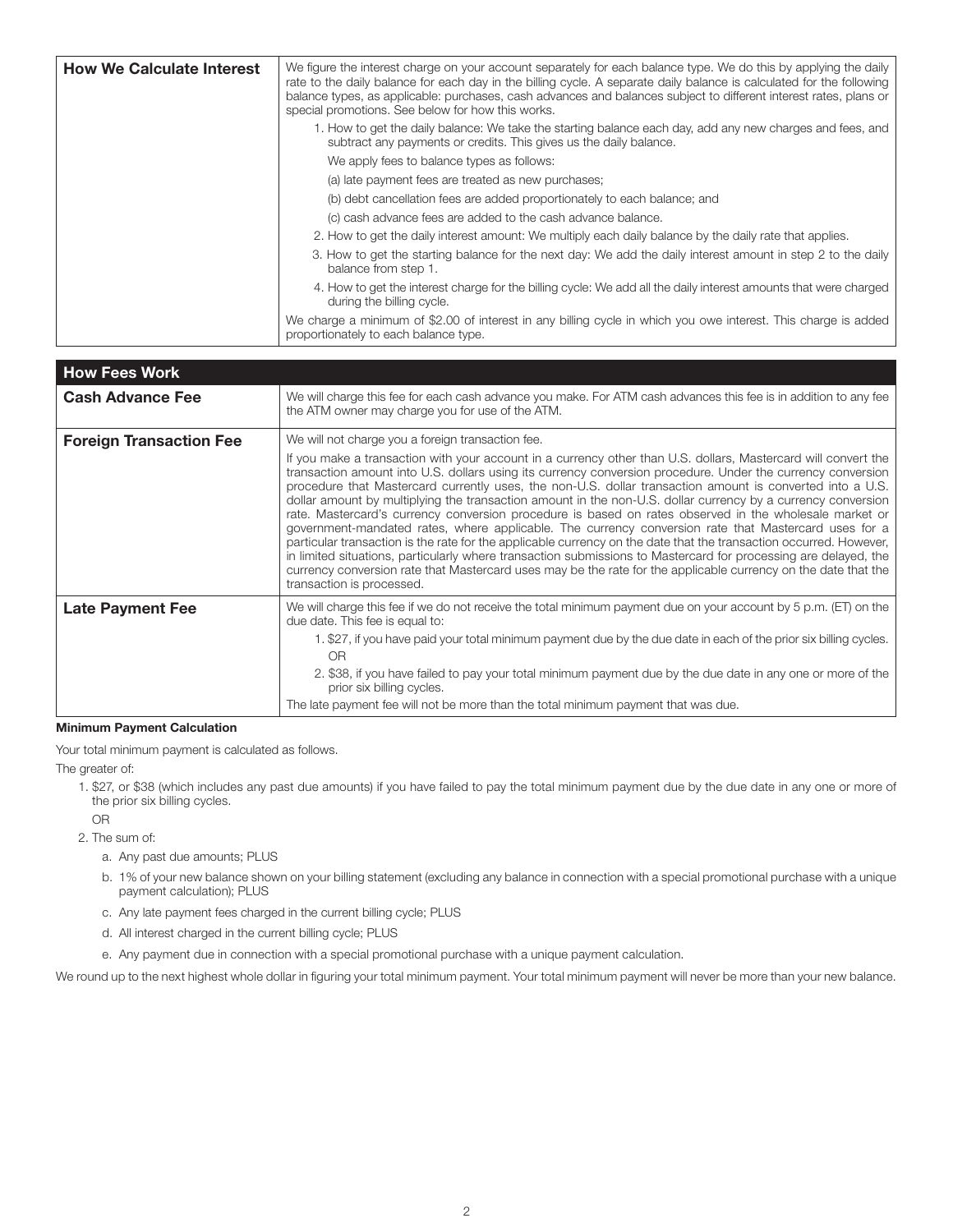| How We Calculate Interest | We figure the interest charge on your account separately for each balance type. We do this by applying the daily rate to the daily balance for each day in the billing cycle. A separate daily balance is calculated for the following balance types, as applicable: purchases, cash advances and balances subject to different interest rates, plans or special promotions. See below for how this works.<br>1. How to get the daily balance: We take the starting balance each day, add any new charges and fees, and subtract any payments or credits. This gives us the daily balance.<br>We apply fees to balance types as follows:<br>(a) late payment fees are treated as new purchases;<br>(b) debt cancellation fees are added proportionately to each balance; and<br>(c) cash advance fees are added to the cash advance balance.<br>2. How to get the daily interest amount: We multiply each daily balance by the daily rate that applies.<br>3. How to get the starting balance for the next day: We add the daily interest amount in step 2 to the daily balance from step 1.<br>4. How to get the interest charge for the billing cycle: We add all the daily interest amounts that were charged during the billing cycle.<br>We charge a minimum of $2.00 of interest in any billing cycle in which you owe interest. This charge is added proportionately to each balance type. |
|---|---|

| How Fees Work | |
|---|---|
| **Cash Advance Fee** | We will charge this fee for each cash advance you make. For ATM cash advances this fee is in addition to any fee the ATM owner may charge you for use of the ATM. |
| **Foreign Transaction Fee** | We will not charge you a foreign transaction fee.<br>If you make a transaction with your account in a currency other than U.S. dollars, Mastercard will convert the transaction amount into U.S. dollars using its currency conversion procedure. Under the currency conversion procedure that Mastercard currently uses, the non-U.S. dollar transaction amount is converted into a U.S. dollar amount by multiplying the transaction amount in the non-U.S. dollar currency by a currency conversion rate. Mastercard's currency conversion procedure is based on rates observed in the wholesale market or government-mandated rates, where applicable. The currency conversion rate that Mastercard uses for a particular transaction is the rate for the applicable currency on the date that the transaction occurred. However, in limited situations, particularly where transaction submissions to Mastercard for processing are delayed, the currency conversion rate that Mastercard uses may be the rate for the applicable currency on the date that the transaction is processed. |
| **Late Payment Fee** | We will charge this fee if we do not receive the total minimum payment due on your account by 5 p.m. (ET) on the due date. This fee is equal to:<br>1. $27, if you have paid your total minimum payment due by the due date in each of the prior six billing cycles.<br>OR<br>2. $38, if you have failed to pay your total minimum payment due by the due date in any one or more of the prior six billing cycles.<br>The late payment fee will not be more than the total minimum payment that was due. |

**Minimum Payment Calculation**

Your total minimum payment is calculated as follows.

The greater of:

1. $27, or $38 (which includes any past due amounts) if you have failed to pay the total minimum payment due by the due date in any one or more of the prior six billing cycles.

   OR

2. The sum of:
   a. Any past due amounts; PLUS
   b. 1% of your new balance shown on your billing statement (excluding any balance in connection with a special promotional purchase with a unique payment calculation); PLUS
   c. Any late payment fees charged in the current billing cycle; PLUS
   d. All interest charged in the current billing cycle; PLUS
   e. Any payment due in connection with a special promotional purchase with a unique payment calculation.

We round up to the next highest whole dollar in figuring your total minimum payment. Your total minimum payment will never be more than your new balance.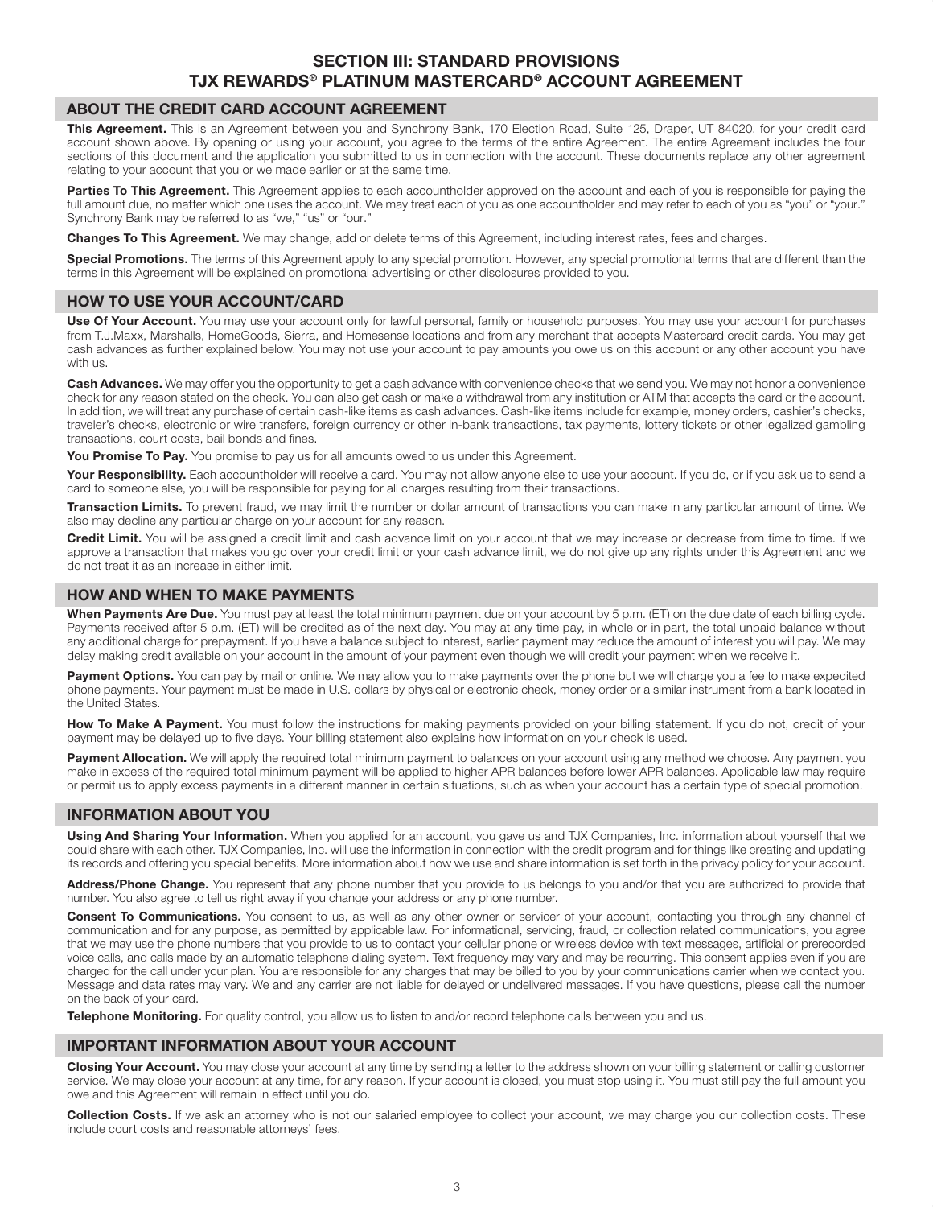# SECTION III: STANDARD PROVISIONS
# TJX REWARDS® PLATINUM MASTERCARD® ACCOUNT AGREEMENT

## ABOUT THE CREDIT CARD ACCOUNT AGREEMENT

**This Agreement.** This is an Agreement between you and Synchrony Bank, 170 Election Road, Suite 125, Draper, UT 84020, for your credit card account shown above. By opening or using your account, you agree to the terms of the entire Agreement. The entire Agreement includes the four sections of this document and the application you submitted to us in connection with the account. These documents replace any other agreement relating to your account that you or we made earlier or at the same time.

**Parties To This Agreement.** This Agreement applies to each accountholder approved on the account and each of you is responsible for paying the full amount due, no matter which one uses the account. We may treat each of you as one accountholder and may refer to each of you as "you" or "your." Synchrony Bank may be referred to as "we," "us" or "our."

**Changes To This Agreement.** We may change, add or delete terms of this Agreement, including interest rates, fees and charges.

**Special Promotions.** The terms of this Agreement apply to any special promotion. However, any special promotional terms that are different than the terms in this Agreement will be explained on promotional advertising or other disclosures provided to you.

## HOW TO USE YOUR ACCOUNT/CARD

**Use Of Your Account.** You may use your account only for lawful personal, family or household purposes. You may use your account for purchases from T.J.Maxx, Marshalls, HomeGoods, Sierra, and Homesense locations and from any merchant that accepts Mastercard credit cards. You may get cash advances as further explained below. You may not use your account to pay amounts you owe us on this account or any other account you have with us.

**Cash Advances.** We may offer you the opportunity to get a cash advance with convenience checks that we send you. We may not honor a convenience check for any reason stated on the check. You can also get cash or make a withdrawal from any institution or ATM that accepts the card or the account. In addition, we will treat any purchase of certain cash-like items as cash advances. Cash-like items include for example, money orders, cashier's checks, traveler's checks, electronic or wire transfers, foreign currency or other in-bank transactions, tax payments, lottery tickets or other legalized gambling transactions, court costs, bail bonds and fines.

**You Promise To Pay.** You promise to pay us for all amounts owed to us under this Agreement.

**Your Responsibility.** Each accountholder will receive a card. You may not allow anyone else to use your account. If you do, or if you ask us to send a card to someone else, you will be responsible for paying for all charges resulting from their transactions.

**Transaction Limits.** To prevent fraud, we may limit the number or dollar amount of transactions you can make in any particular amount of time. We also may decline any particular charge on your account for any reason.

**Credit Limit.** You will be assigned a credit limit and cash advance limit on your account that we may increase or decrease from time to time. If we approve a transaction that makes you go over your credit limit or your cash advance limit, we do not give up any rights under this Agreement and we do not treat it as an increase in either limit.

## HOW AND WHEN TO MAKE PAYMENTS

**When Payments Are Due.** You must pay at least the total minimum payment due on your account by 5 p.m. (ET) on the due date of each billing cycle. Payments received after 5 p.m. (ET) will be credited as of the next day. You may at any time pay, in whole or in part, the total unpaid balance without any additional charge for prepayment. If you have a balance subject to interest, earlier payment may reduce the amount of interest you will pay. We may delay making credit available on your account in the amount of your payment even though we will credit your payment when we receive it.

**Payment Options.** You can pay by mail or online. We may allow you to make payments over the phone but we will charge you a fee to make expedited phone payments. Your payment must be made in U.S. dollars by physical or electronic check, money order or a similar instrument from a bank located in the United States.

**How To Make A Payment.** You must follow the instructions for making payments provided on your billing statement. If you do not, credit of your payment may be delayed up to five days. Your billing statement also explains how information on your check is used.

**Payment Allocation.** We will apply the required total minimum payment to balances on your account using any method we choose. Any payment you make in excess of the required total minimum payment will be applied to higher APR balances before lower APR balances. Applicable law may require or permit us to apply excess payments in a different manner in certain situations, such as when your account has a certain type of special promotion.

## INFORMATION ABOUT YOU

**Using And Sharing Your Information.** When you applied for an account, you gave us and TJX Companies, Inc. information about yourself that we could share with each other. TJX Companies, Inc. will use the information in connection with the credit program and for things like creating and updating its records and offering you special benefits. More information about how we use and share information is set forth in the privacy policy for your account.

**Address/Phone Change.** You represent that any phone number that you provide to us belongs to you and/or that you are authorized to provide that number. You also agree to tell us right away if you change your address or any phone number.

**Consent To Communications.** You consent to us, as well as any other owner or servicer of your account, contacting you through any channel of communication and for any purpose, as permitted by applicable law. For informational, servicing, fraud, or collection related communications, you agree that we may use the phone numbers that you provide to us to contact your cellular phone or wireless device with text messages, artificial or prerecorded voice calls, and calls made by an automatic telephone dialing system. Text frequency may vary and may be recurring. This consent applies even if you are charged for the call under your plan. You are responsible for any charges that may be billed to you by your communications carrier when we contact you. Message and data rates may vary. We and any carrier are not liable for delayed or undelivered messages. If you have questions, please call the number on the back of your card.

**Telephone Monitoring.** For quality control, you allow us to listen to and/or record telephone calls between you and us.

## IMPORTANT INFORMATION ABOUT YOUR ACCOUNT

**Closing Your Account.** You may close your account at any time by sending a letter to the address shown on your billing statement or calling customer service. We may close your account at any time, for any reason. If your account is closed, you must stop using it. You must still pay the full amount you owe and this Agreement will remain in effect until you do.

**Collection Costs.** If we ask an attorney who is not our salaried employee to collect your account, we may charge you our collection costs. These include court costs and reasonable attorneys' fees.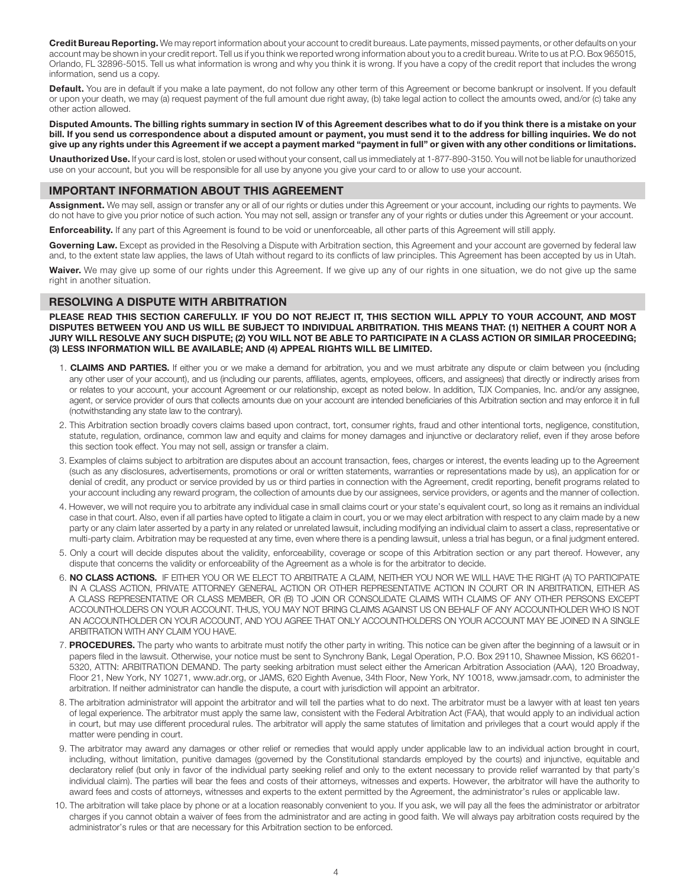**Credit Bureau Reporting.** We may report information about your account to credit bureaus. Late payments, missed payments, or other defaults on your account may be shown in your credit report. Tell us if you think we reported wrong information about you to a credit bureau. Write to us at P.O. Box 965015, Orlando, FL 32896-5015. Tell us what information is wrong and why you think it is wrong. If you have a copy of the credit report that includes the wrong information, send us a copy.

**Default.** You are in default if you make a late payment, do not follow any other term of this Agreement or become bankrupt or insolvent. If you default or upon your death, we may (a) request payment of the full amount due right away, (b) take legal action to collect the amounts owed, and/or (c) take any other action allowed.

**Disputed Amounts. The billing rights summary in section IV of this Agreement describes what to do if you think there is a mistake on your bill. If you send us correspondence about a disputed amount or payment, you must send it to the address for billing inquiries. We do not give up any rights under this Agreement if we accept a payment marked "payment in full" or given with any other conditions or limitations.**

**Unauthorized Use.** If your card is lost, stolen or used without your consent, call us immediately at 1-877-890-3150. You will not be liable for unauthorized use on your account, but you will be responsible for all use by anyone you give your card to or allow to use your account.

## IMPORTANT INFORMATION ABOUT THIS AGREEMENT

**Assignment.** We may sell, assign or transfer any or all of our rights or duties under this Agreement or your account, including our rights to payments. We do not have to give you prior notice of such action. You may not sell, assign or transfer any of your rights or duties under this Agreement or your account.

**Enforceability.** If any part of this Agreement is found to be void or unenforceable, all other parts of this Agreement will still apply.

**Governing Law.** Except as provided in the Resolving a Dispute with Arbitration section, this Agreement and your account are governed by federal law and, to the extent state law applies, the laws of Utah without regard to its conflicts of law principles. This Agreement has been accepted by us in Utah.

**Waiver.** We may give up some of our rights under this Agreement. If we give up any of our rights in one situation, we do not give up the same right in another situation.

## RESOLVING A DISPUTE WITH ARBITRATION

**PLEASE READ THIS SECTION CAREFULLY. IF YOU DO NOT REJECT IT, THIS SECTION WILL APPLY TO YOUR ACCOUNT, AND MOST DISPUTES BETWEEN YOU AND US WILL BE SUBJECT TO INDIVIDUAL ARBITRATION. THIS MEANS THAT: (1) NEITHER A COURT NOR A JURY WILL RESOLVE ANY SUCH DISPUTE; (2) YOU WILL NOT BE ABLE TO PARTICIPATE IN A CLASS ACTION OR SIMILAR PROCEEDING; (3) LESS INFORMATION WILL BE AVAILABLE; AND (4) APPEAL RIGHTS WILL BE LIMITED.**

1. **CLAIMS AND PARTIES.** If either you or we make a demand for arbitration, you and we must arbitrate any dispute or claim between you (including any other user of your account), and us (including our parents, affiliates, agents, employees, officers, and assignees) that directly or indirectly arises from or relates to your account, your account Agreement or our relationship, except as noted below. In addition, TJX Companies, Inc. and/or any assignee, agent, or service provider of ours that collects amounts due on your account are intended beneficiaries of this Arbitration section and may enforce it in full (notwithstanding any state law to the contrary).
2. This Arbitration section broadly covers claims based upon contract, tort, consumer rights, fraud and other intentional torts, negligence, constitution, statute, regulation, ordinance, common law and equity and claims for money damages and injunctive or declaratory relief, even if they arose before this section took effect. You may not sell, assign or transfer a claim.
3. Examples of claims subject to arbitration are disputes about an account transaction, fees, charges or interest, the events leading up to the Agreement (such as any disclosures, advertisements, promotions or oral or written statements, warranties or representations made by us), an application for or denial of credit, any product or service provided by us or third parties in connection with the Agreement, credit reporting, benefit programs related to your account including any reward program, the collection of amounts due by our assignees, service providers, or agents and the manner of collection.
4. However, we will not require you to arbitrate any individual case in small claims court or your state's equivalent court, so long as it remains an individual case in that court. Also, even if all parties have opted to litigate a claim in court, you or we may elect arbitration with respect to any claim made by a new party or any claim later asserted by a party in any related or unrelated lawsuit, including modifying an individual claim to assert a class, representative or multi-party claim. Arbitration may be requested at any time, even where there is a pending lawsuit, unless a trial has begun, or a final judgment entered.
5. Only a court will decide disputes about the validity, enforceability, coverage or scope of this Arbitration section or any part thereof. However, any dispute that concerns the validity or enforceability of the Agreement as a whole is for the arbitrator to decide.
6. **NO CLASS ACTIONS.** IF EITHER YOU OR WE ELECT TO ARBITRATE A CLAIM, NEITHER YOU NOR WE WILL HAVE THE RIGHT (A) TO PARTICIPATE IN A CLASS ACTION, PRIVATE ATTORNEY GENERAL ACTION OR OTHER REPRESENTATIVE ACTION IN COURT OR IN ARBITRATION, EITHER AS A CLASS REPRESENTATIVE OR CLASS MEMBER, OR (B) TO JOIN OR CONSOLIDATE CLAIMS WITH CLAIMS OF ANY OTHER PERSONS EXCEPT ACCOUNTHOLDERS ON YOUR ACCOUNT. THUS, YOU MAY NOT BRING CLAIMS AGAINST US ON BEHALF OF ANY ACCOUNTHOLDER WHO IS NOT AN ACCOUNTHOLDER ON YOUR ACCOUNT, AND YOU AGREE THAT ONLY ACCOUNTHOLDERS ON YOUR ACCOUNT MAY BE JOINED IN A SINGLE ARBITRATION WITH ANY CLAIM YOU HAVE.
7. **PROCEDURES.** The party who wants to arbitrate must notify the other party in writing. This notice can be given after the beginning of a lawsuit or in papers filed in the lawsuit. Otherwise, your notice must be sent to Synchrony Bank, Legal Operation, P.O. Box 29110, Shawnee Mission, KS 66201-5320, ATTN: ARBITRATION DEMAND. The party seeking arbitration must select either the American Arbitration Association (AAA), 120 Broadway, Floor 21, New York, NY 10271, www.adr.org, or JAMS, 620 Eighth Avenue, 34th Floor, New York, NY 10018, www.jamsadr.com, to administer the arbitration. If neither administrator can handle the dispute, a court with jurisdiction will appoint an arbitrator.
8. The arbitration administrator will appoint the arbitrator and will tell the parties what to do next. The arbitrator must be a lawyer with at least ten years of legal experience. The arbitrator must apply the same law, consistent with the Federal Arbitration Act (FAA), that would apply to an individual action in court, but may use different procedural rules. The arbitrator will apply the same statutes of limitation and privileges that a court would apply if the matter were pending in court.
9. The arbitrator may award any damages or other relief or remedies that would apply under applicable law to an individual action brought in court, including, without limitation, punitive damages (governed by the Constitutional standards employed by the courts) and injunctive, equitable and declaratory relief (but only in favor of the individual party seeking relief and only to the extent necessary to provide relief warranted by that party's individual claim). The parties will bear the fees and costs of their attorneys, witnesses and experts. However, the arbitrator will have the authority to award fees and costs of attorneys, witnesses and experts to the extent permitted by the Agreement, the administrator's rules or applicable law.
10. The arbitration will take place by phone or at a location reasonably convenient to you. If you ask, we will pay all the fees the administrator or arbitrator charges if you cannot obtain a waiver of fees from the administrator and are acting in good faith. We will always pay arbitration costs required by the administrator's rules or that are necessary for this Arbitration section to be enforced.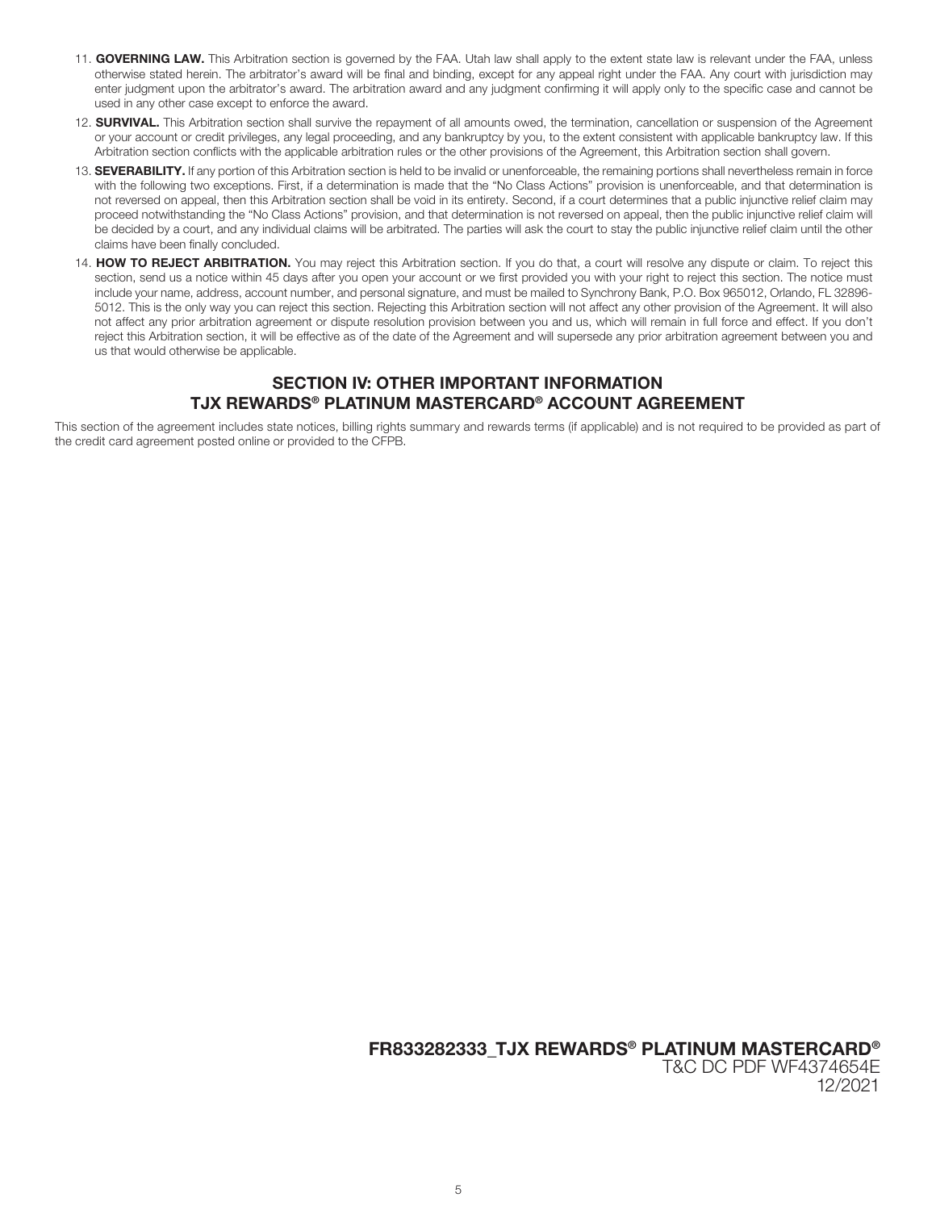11. **GOVERNING LAW.** This Arbitration section is governed by the FAA. Utah law shall apply to the extent state law is relevant under the FAA, unless otherwise stated herein. The arbitrator's award will be final and binding, except for any appeal right under the FAA. Any court with jurisdiction may enter judgment upon the arbitrator's award. The arbitration award and any judgment confirming it will apply only to the specific case and cannot be used in any other case except to enforce the award.
12. **SURVIVAL.** This Arbitration section shall survive the repayment of all amounts owed, the termination, cancellation or suspension of the Agreement or your account or credit privileges, any legal proceeding, and any bankruptcy by you, to the extent consistent with applicable bankruptcy law. If this Arbitration section conflicts with the applicable arbitration rules or the other provisions of the Agreement, this Arbitration section shall govern.
13. **SEVERABILITY.** If any portion of this Arbitration section is held to be invalid or unenforceable, the remaining portions shall nevertheless remain in force with the following two exceptions. First, if a determination is made that the "No Class Actions" provision is unenforceable, and that determination is not reversed on appeal, then this Arbitration section shall be void in its entirety. Second, if a court determines that a public injunctive relief claim may proceed notwithstanding the "No Class Actions" provision, and that determination is not reversed on appeal, then the public injunctive relief claim will be decided by a court, and any individual claims will be arbitrated. The parties will ask the court to stay the public injunctive relief claim until the other claims have been finally concluded.
14. **HOW TO REJECT ARBITRATION.** You may reject this Arbitration section. If you do that, a court will resolve any dispute or claim. To reject this section, send us a notice within 45 days after you open your account or we first provided you with your right to reject this section. The notice must include your name, address, account number, and personal signature, and must be mailed to Synchrony Bank, P.O. Box 965012, Orlando, FL 32896-5012. This is the only way you can reject this section. Rejecting this Arbitration section will not affect any other provision of the Agreement. It will also not affect any prior arbitration agreement or dispute resolution provision between you and us, which will remain in full force and effect. If you don't reject this Arbitration section, it will be effective as of the date of the Agreement and will supersede any prior arbitration agreement between you and us that would otherwise be applicable.

## SECTION IV: OTHER IMPORTANT INFORMATION
## TJX REWARDS® PLATINUM MASTERCARD® ACCOUNT AGREEMENT

This section of the agreement includes state notices, billing rights summary and rewards terms (if applicable) and is not required to be provided as part of the credit card agreement posted online or provided to the CFPB.

**FR833282333_TJX REWARDS® PLATINUM MASTERCARD®**
T&C DC PDF WF4374654E
12/2021